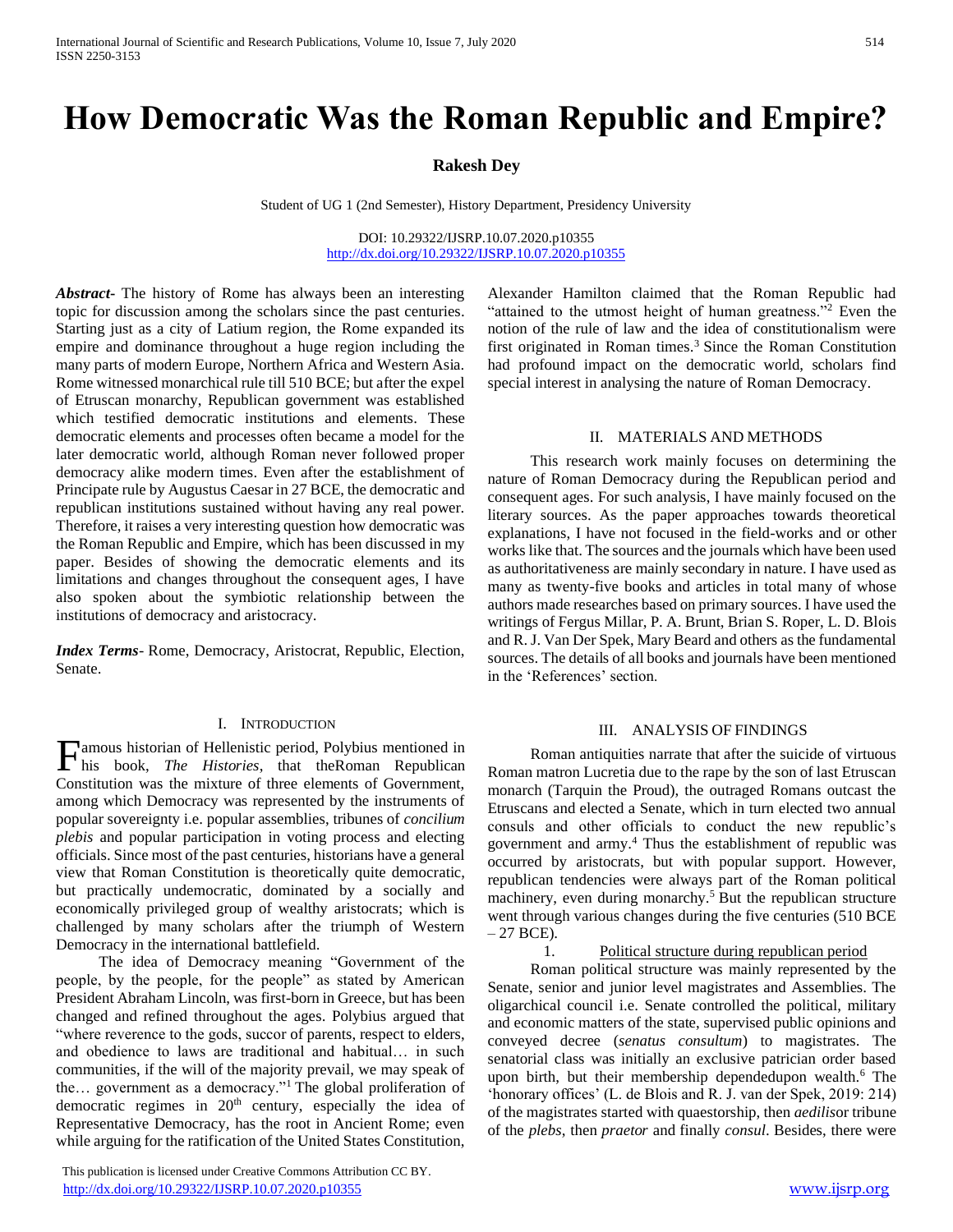# How Democratic Was the Roman Republic and Empire?

**Rakesh Dey**

Student of UG 1 (2nd Semester), History Department, Presidency University

DOI: 10.29322/IJSRP.10.07.2020.p10355
http://dx.doi.org/10.29322/IJSRP.10.07.2020.p10355

***Abstract***- The history of Rome has always been an interesting topic for discussion among the scholars since the past centuries. Starting just as a city of Latium region, the Rome expanded its empire and dominance throughout a huge region including the many parts of modern Europe, Northern Africa and Western Asia. Rome witnessed monarchical rule till 510 BCE; but after the expel of Etruscan monarchy, Republican government was established which testified democratic institutions and elements. These democratic elements and processes often became a model for the later democratic world, although Roman never followed proper democracy alike modern times. Even after the establishment of Principate rule by Augustus Caesar in 27 BCE, the democratic and republican institutions sustained without having any real power. Therefore, it raises a very interesting question how democratic was the Roman Republic and Empire, which has been discussed in my paper. Besides of showing the democratic elements and its limitations and changes throughout the consequent ages, I have also spoken about the symbiotic relationship between the institutions of democracy and aristocracy.

***Index Terms***- Rome, Democracy, Aristocrat, Republic, Election, Senate.

## I. Introduction

Famous historian of Hellenistic period, Polybius mentioned in his book, *The Histories*, that theRoman Republican Constitution was the mixture of three elements of Government, among which Democracy was represented by the instruments of popular sovereignty i.e. popular assemblies, tribunes of *concilium plebis* and popular participation in voting process and electing officials. Since most of the past centuries, historians have a general view that Roman Constitution is theoretically quite democratic, but practically undemocratic, dominated by a socially and economically privileged group of wealthy aristocrats; which is challenged by many scholars after the triumph of Western Democracy in the international battlefield.

The idea of Democracy meaning "Government of the people, by the people, for the people" as stated by American President Abraham Lincoln, was first-born in Greece, but has been changed and refined throughout the ages. Polybius argued that "where reverence to the gods, succor of parents, respect to elders, and obedience to laws are traditional and habitual… in such communities, if the will of the majority prevail, we may speak of the… government as a democracy."[1] The global proliferation of democratic regimes in 20th century, especially the idea of Representative Democracy, has the root in Ancient Rome; even while arguing for the ratification of the United States Constitution, Alexander Hamilton claimed that the Roman Republic had "attained to the utmost height of human greatness."[2] Even the notion of the rule of law and the idea of constitutionalism were first originated in Roman times.[3] Since the Roman Constitution had profound impact on the democratic world, scholars find special interest in analysing the nature of Roman Democracy.

## II. Materials and Methods

This research work mainly focuses on determining the nature of Roman Democracy during the Republican period and consequent ages. For such analysis, I have mainly focused on the literary sources. As the paper approaches towards theoretical explanations, I have not focused in the field-works and or other works like that. The sources and the journals which have been used as authoritativeness are mainly secondary in nature. I have used as many as twenty-five books and articles in total many of whose authors made researches based on primary sources. I have used the writings of Fergus Millar, P. A. Brunt, Brian S. Roper, L. D. Blois and R. J. Van Der Spek, Mary Beard and others as the fundamental sources. The details of all books and journals have been mentioned in the 'References' section.

## III. Analysis of Findings

Roman antiquities narrate that after the suicide of virtuous Roman matron Lucretia due to the rape by the son of last Etruscan monarch (Tarquin the Proud), the outraged Romans outcast the Etruscans and elected a Senate, which in turn elected two annual consuls and other officials to conduct the new republic's government and army.[4] Thus the establishment of republic was occurred by aristocrats, but with popular support. However, republican tendencies were always part of the Roman political machinery, even during monarchy.[5] But the republican structure went through various changes during the five centuries (510 BCE – 27 BCE).

### 1. Political structure during republican period

Roman political structure was mainly represented by the Senate, senior and junior level magistrates and Assemblies. The oligarchical council i.e. Senate controlled the political, military and economic matters of the state, supervised public opinions and conveyed decree (*senatus consultum*) to magistrates. The senatorial class was initially an exclusive patrician order based upon birth, but their membership dependedupon wealth.[6] The 'honorary offices' (L. de Blois and R. J. van der Spek, 2019: 214) of the magistrates started with quaestorship, then *aedilis*or tribune of the *plebs*, then *praetor* and finally *consul*. Besides, there were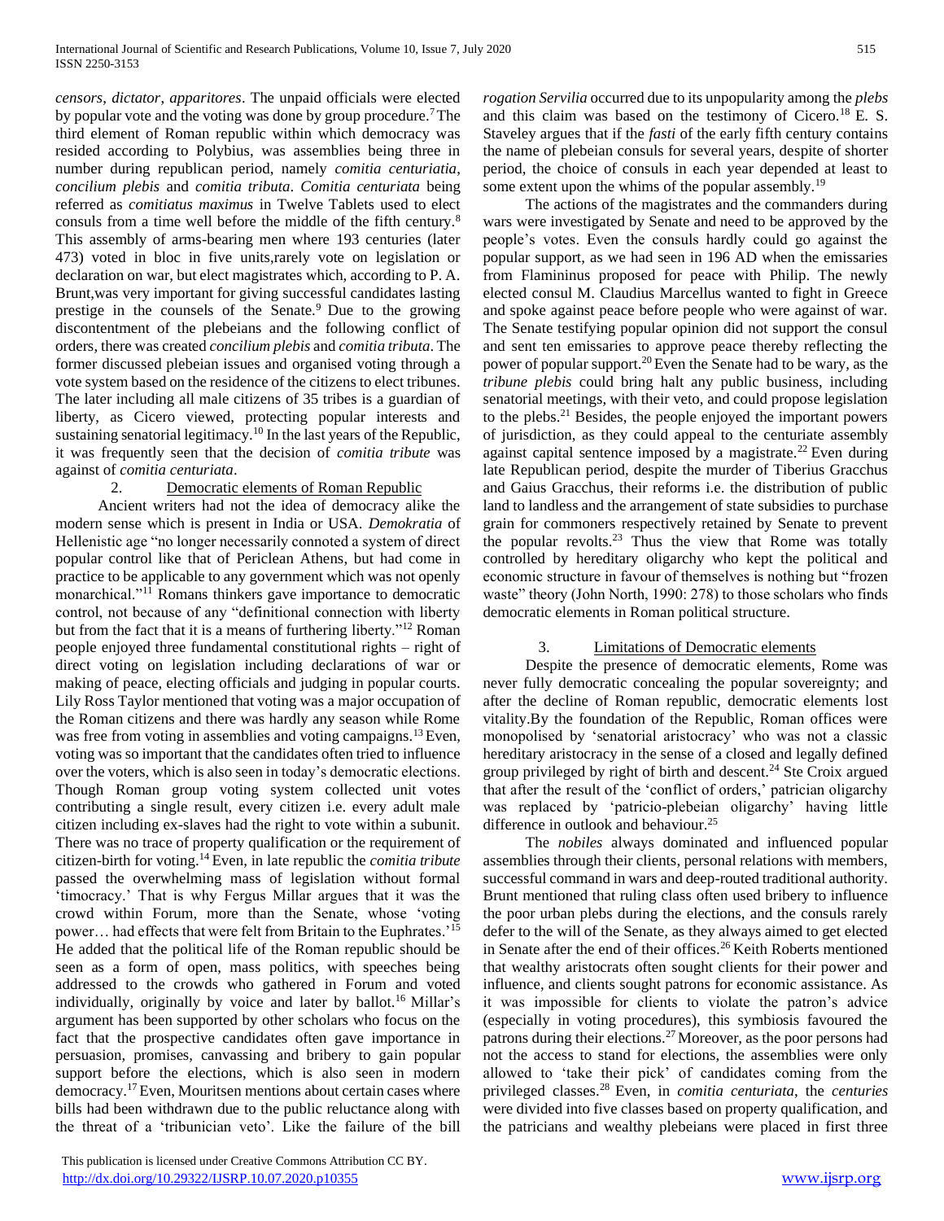*censors*, *dictator*, *apparitores*. The unpaid officials were elected by popular vote and the voting was done by group procedure.[7] The third element of Roman republic within which democracy was resided according to Polybius, was assemblies being three in number during republican period, namely *comitia centuriatia*, *concilium plebis* and *comitia tributa*. *Comitia centuriata* being referred as *comitiatus maximus* in Twelve Tablets used to elect consuls from a time well before the middle of the fifth century.[8] This assembly of arms-bearing men where 193 centuries (later 473) voted in bloc in five units,rarely vote on legislation or declaration on war, but elect magistrates which, according to P. A. Brunt,was very important for giving successful candidates lasting prestige in the counsels of the Senate.[9] Due to the growing discontentment of the plebeians and the following conflict of orders, there was created *concilium plebis* and *comitia tributa*. The former discussed plebeian issues and organised voting through a vote system based on the residence of the citizens to elect tribunes. The later including all male citizens of 35 tribes is a guardian of liberty, as Cicero viewed, protecting popular interests and sustaining senatorial legitimacy.[10] In the last years of the Republic, it was frequently seen that the decision of *comitia tribute* was against of *comitia centuriata*.

## 2. Democratic elements of Roman Republic

Ancient writers had not the idea of democracy alike the modern sense which is present in India or USA. *Demokratia* of Hellenistic age "no longer necessarily connoted a system of direct popular control like that of Periclean Athens, but had come in practice to be applicable to any government which was not openly monarchical."[11] Romans thinkers gave importance to democratic control, not because of any "definitional connection with liberty but from the fact that it is a means of furthering liberty."[12] Roman people enjoyed three fundamental constitutional rights – right of direct voting on legislation including declarations of war or making of peace, electing officials and judging in popular courts. Lily Ross Taylor mentioned that voting was a major occupation of the Roman citizens and there was hardly any season while Rome was free from voting in assemblies and voting campaigns.[13] Even, voting was so important that the candidates often tried to influence over the voters, which is also seen in today's democratic elections. Though Roman group voting system collected unit votes contributing a single result, every citizen i.e. every adult male citizen including ex-slaves had the right to vote within a subunit. There was no trace of property qualification or the requirement of citizen-birth for voting.[14] Even, in late republic the *comitia tribute* passed the overwhelming mass of legislation without formal 'timocracy.' That is why Fergus Millar argues that it was the crowd within Forum, more than the Senate, whose 'voting power… had effects that were felt from Britain to the Euphrates.'[15] He added that the political life of the Roman republic should be seen as a form of open, mass politics, with speeches being addressed to the crowds who gathered in Forum and voted individually, originally by voice and later by ballot.[16] Millar's argument has been supported by other scholars who focus on the fact that the prospective candidates often gave importance in persuasion, promises, canvassing and bribery to gain popular support before the elections, which is also seen in modern democracy.[17] Even, Mouritsen mentions about certain cases where bills had been withdrawn due to the public reluctance along with the threat of a 'tribunician veto'. Like the failure of the bill *rogation Servilia* occurred due to its unpopularity among the *plebs* and this claim was based on the testimony of Cicero.[18] E. S. Staveley argues that if the *fasti* of the early fifth century contains the name of plebeian consuls for several years, despite of shorter period, the choice of consuls in each year depended at least to some extent upon the whims of the popular assembly.[19]

The actions of the magistrates and the commanders during wars were investigated by Senate and need to be approved by the people's votes. Even the consuls hardly could go against the popular support, as we had seen in 196 AD when the emissaries from Flamininus proposed for peace with Philip. The newly elected consul M. Claudius Marcellus wanted to fight in Greece and spoke against peace before people who were against of war. The Senate testifying popular opinion did not support the consul and sent ten emissaries to approve peace thereby reflecting the power of popular support.[20] Even the Senate had to be wary, as the *tribune plebis* could bring halt any public business, including senatorial meetings, with their veto, and could propose legislation to the plebs.[21] Besides, the people enjoyed the important powers of jurisdiction, as they could appeal to the centuriate assembly against capital sentence imposed by a magistrate.[22] Even during late Republican period, despite the murder of Tiberius Gracchus and Gaius Gracchus, their reforms i.e. the distribution of public land to landless and the arrangement of state subsidies to purchase grain for commoners respectively retained by Senate to prevent the popular revolts.[23] Thus the view that Rome was totally controlled by hereditary oligarchy who kept the political and economic structure in favour of themselves is nothing but "frozen waste" theory (John North, 1990: 278) to those scholars who finds democratic elements in Roman political structure.

## 3. Limitations of Democratic elements

Despite the presence of democratic elements, Rome was never fully democratic concealing the popular sovereignty; and after the decline of Roman republic, democratic elements lost vitality.By the foundation of the Republic, Roman offices were monopolised by 'senatorial aristocracy' who was not a classic hereditary aristocracy in the sense of a closed and legally defined group privileged by right of birth and descent.[24] Ste Croix argued that after the result of the 'conflict of orders,' patrician oligarchy was replaced by 'patricio-plebeian oligarchy' having little difference in outlook and behaviour.[25]

The *nobiles* always dominated and influenced popular assemblies through their clients, personal relations with members, successful command in wars and deep-routed traditional authority. Brunt mentioned that ruling class often used bribery to influence the poor urban plebs during the elections, and the consuls rarely defer to the will of the Senate, as they always aimed to get elected in Senate after the end of their offices.[26] Keith Roberts mentioned that wealthy aristocrats often sought clients for their power and influence, and clients sought patrons for economic assistance. As it was impossible for clients to violate the patron's advice (especially in voting procedures), this symbiosis favoured the patrons during their elections.[27] Moreover, as the poor persons had not the access to stand for elections, the assemblies were only allowed to 'take their pick' of candidates coming from the privileged classes.[28] Even, in *comitia centuriata*, the *centuries* were divided into five classes based on property qualification, and the patricians and wealthy plebeians were placed in first three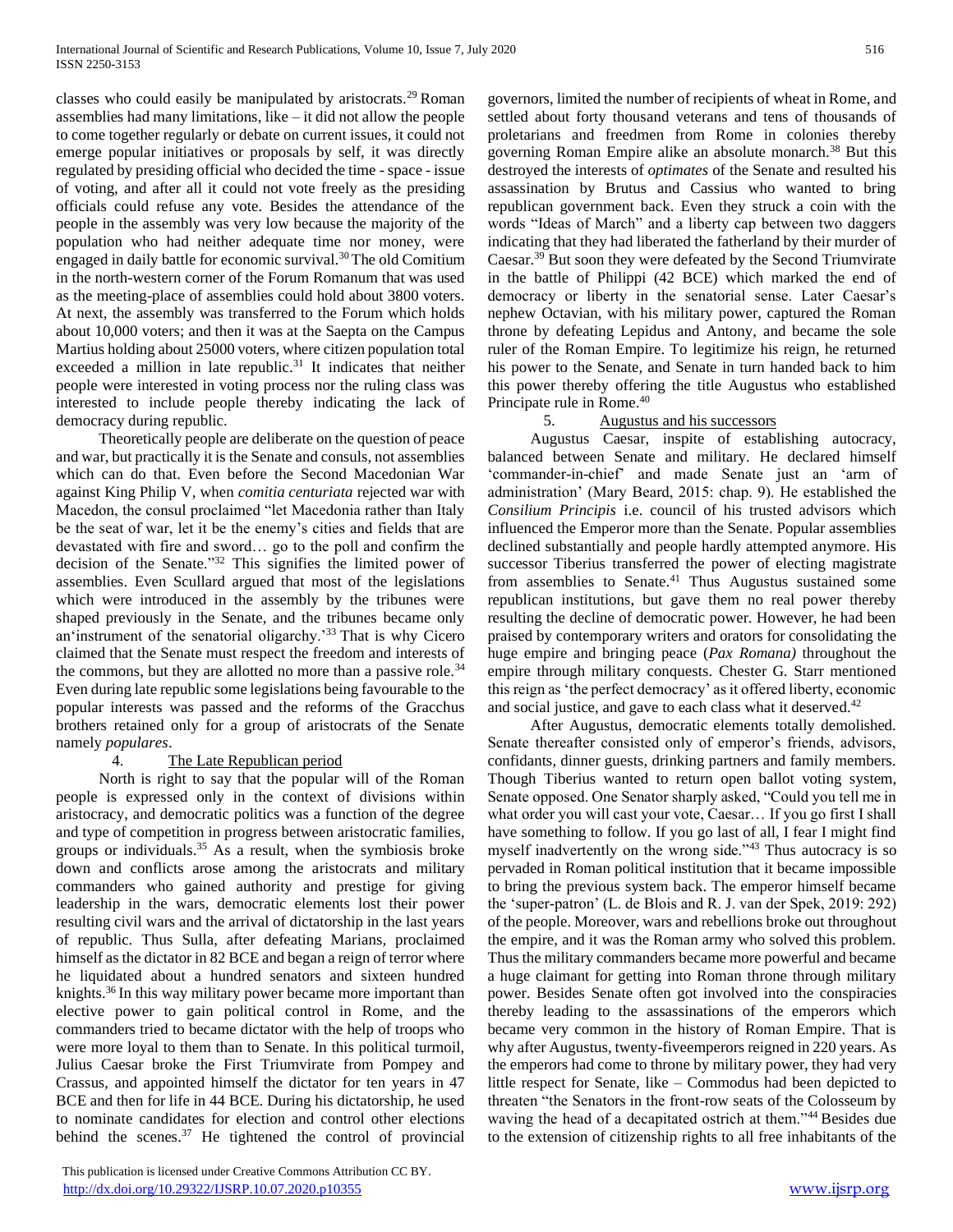classes who could easily be manipulated by aristocrats.[29] Roman assemblies had many limitations, like – it did not allow the people to come together regularly or debate on current issues, it could not emerge popular initiatives or proposals by self, it was directly regulated by presiding official who decided the time - space - issue of voting, and after all it could not vote freely as the presiding officials could refuse any vote. Besides the attendance of the people in the assembly was very low because the majority of the population who had neither adequate time nor money, were engaged in daily battle for economic survival.[30] The old Comitium in the north-western corner of the Forum Romanum that was used as the meeting-place of assemblies could hold about 3800 voters. At next, the assembly was transferred to the Forum which holds about 10,000 voters; and then it was at the Saepta on the Campus Martius holding about 25000 voters, where citizen population total exceeded a million in late republic.[31] It indicates that neither people were interested in voting process nor the ruling class was interested to include people thereby indicating the lack of democracy during republic.

Theoretically people are deliberate on the question of peace and war, but practically it is the Senate and consuls, not assemblies which can do that. Even before the Second Macedonian War against King Philip V, when *comitia centuriata* rejected war with Macedon, the consul proclaimed "let Macedonia rather than Italy be the seat of war, let it be the enemy's cities and fields that are devastated with fire and sword… go to the poll and confirm the decision of the Senate."[32] This signifies the limited power of assemblies. Even Scullard argued that most of the legislations which were introduced in the assembly by the tribunes were shaped previously in the Senate, and the tribunes became only an'instrument of the senatorial oligarchy.'[33] That is why Cicero claimed that the Senate must respect the freedom and interests of the commons, but they are allotted no more than a passive role.[34] Even during late republic some legislations being favourable to the popular interests was passed and the reforms of the Gracchus brothers retained only for a group of aristocrats of the Senate namely *populares*.

## 4. The Late Republican period

North is right to say that the popular will of the Roman people is expressed only in the context of divisions within aristocracy, and democratic politics was a function of the degree and type of competition in progress between aristocratic families, groups or individuals.[35] As a result, when the symbiosis broke down and conflicts arose among the aristocrats and military commanders who gained authority and prestige for giving leadership in the wars, democratic elements lost their power resulting civil wars and the arrival of dictatorship in the last years of republic. Thus Sulla, after defeating Marians, proclaimed himself as the dictator in 82 BCE and began a reign of terror where he liquidated about a hundred senators and sixteen hundred knights.[36] In this way military power became more important than elective power to gain political control in Rome, and the commanders tried to became dictator with the help of troops who were more loyal to them than to Senate. In this political turmoil, Julius Caesar broke the First Triumvirate from Pompey and Crassus, and appointed himself the dictator for ten years in 47 BCE and then for life in 44 BCE. During his dictatorship, he used to nominate candidates for election and control other elections behind the scenes.[37] He tightened the control of provincial governors, limited the number of recipients of wheat in Rome, and settled about forty thousand veterans and tens of thousands of proletarians and freedmen from Rome in colonies thereby governing Roman Empire alike an absolute monarch.[38] But this destroyed the interests of *optimates* of the Senate and resulted his assassination by Brutus and Cassius who wanted to bring republican government back. Even they struck a coin with the words "Ideas of March" and a liberty cap between two daggers indicating that they had liberated the fatherland by their murder of Caesar.[39] But soon they were defeated by the Second Triumvirate in the battle of Philippi (42 BCE) which marked the end of democracy or liberty in the senatorial sense. Later Caesar's nephew Octavian, with his military power, captured the Roman throne by defeating Lepidus and Antony, and became the sole ruler of the Roman Empire. To legitimize his reign, he returned his power to the Senate, and Senate in turn handed back to him this power thereby offering the title Augustus who established Principate rule in Rome.[40]

## 5. Augustus and his successors

Augustus Caesar, inspite of establishing autocracy, balanced between Senate and military. He declared himself 'commander-in-chief' and made Senate just an 'arm of administration' (Mary Beard, 2015: chap. 9). He established the *Consilium Principis* i.e. council of his trusted advisors which influenced the Emperor more than the Senate. Popular assemblies declined substantially and people hardly attempted anymore. His successor Tiberius transferred the power of electing magistrate from assemblies to Senate.[41] Thus Augustus sustained some republican institutions, but gave them no real power thereby resulting the decline of democratic power. However, he had been praised by contemporary writers and orators for consolidating the huge empire and bringing peace (*Pax Romana)* throughout the empire through military conquests. Chester G. Starr mentioned this reign as 'the perfect democracy' as it offered liberty, economic and social justice, and gave to each class what it deserved.[42]

After Augustus, democratic elements totally demolished. Senate thereafter consisted only of emperor's friends, advisors, confidants, dinner guests, drinking partners and family members. Though Tiberius wanted to return open ballot voting system, Senate opposed. One Senator sharply asked, "Could you tell me in what order you will cast your vote, Caesar… If you go first I shall have something to follow. If you go last of all, I fear I might find myself inadvertently on the wrong side."[43] Thus autocracy is so pervaded in Roman political institution that it became impossible to bring the previous system back. The emperor himself became the 'super-patron' (L. de Blois and R. J. van der Spek, 2019: 292) of the people. Moreover, wars and rebellions broke out throughout the empire, and it was the Roman army who solved this problem. Thus the military commanders became more powerful and became a huge claimant for getting into Roman throne through military power. Besides Senate often got involved into the conspiracies thereby leading to the assassinations of the emperors which became very common in the history of Roman Empire. That is why after Augustus, twenty-fiveemperors reigned in 220 years. As the emperors had come to throne by military power, they had very little respect for Senate, like – Commodus had been depicted to threaten "the Senators in the front-row seats of the Colosseum by waving the head of a decapitated ostrich at them."[44] Besides due to the extension of citizenship rights to all free inhabitants of the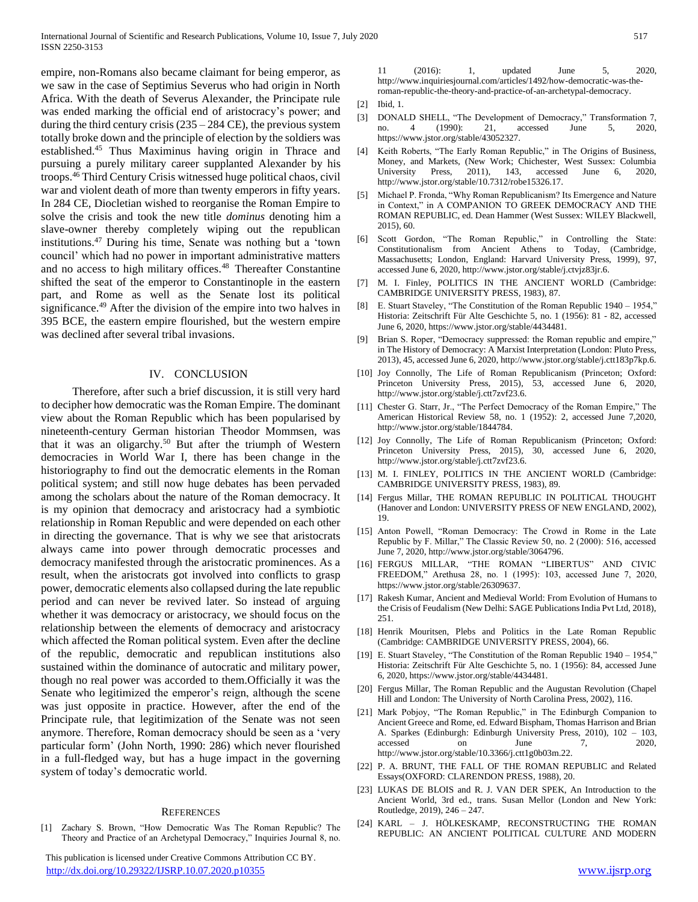empire, non-Romans also became claimant for being emperor, as we saw in the case of Septimius Severus who had origin in North Africa. With the death of Severus Alexander, the Principate rule was ended marking the official end of aristocracy's power; and during the third century crisis (235 – 284 CE), the previous system totally broke down and the principle of election by the soldiers was established.[45] Thus Maximinus having origin in Thrace and pursuing a purely military career supplanted Alexander by his troops.[46] Third Century Crisis witnessed huge political chaos, civil war and violent death of more than twenty emperors in fifty years. In 284 CE, Diocletian wished to reorganise the Roman Empire to solve the crisis and took the new title *dominus* denoting him a slave-owner thereby completely wiping out the republican institutions.[47] During his time, Senate was nothing but a 'town council' which had no power in important administrative matters and no access to high military offices.[48] Thereafter Constantine shifted the seat of the emperor to Constantinople in the eastern part, and Rome as well as the Senate lost its political significance.[49] After the division of the empire into two halves in 395 BCE, the eastern empire flourished, but the western empire was declined after several tribal invasions.

## IV. CONCLUSION

Therefore, after such a brief discussion, it is still very hard to decipher how democratic was the Roman Empire. The dominant view about the Roman Republic which has been popularised by nineteenth-century German historian Theodor Mommsen, was that it was an oligarchy.[50] But after the triumph of Western democracies in World War I, there has been change in the historiography to find out the democratic elements in the Roman political system; and still now huge debates has been pervaded among the scholars about the nature of the Roman democracy. It is my opinion that democracy and aristocracy had a symbiotic relationship in Roman Republic and were depended on each other in directing the governance. That is why we see that aristocrats always came into power through democratic processes and democracy manifested through the aristocratic prominences. As a result, when the aristocrats got involved into conflicts to grasp power, democratic elements also collapsed during the late republic period and can never be revived later. So instead of arguing whether it was democracy or aristocracy, we should focus on the relationship between the elements of democracy and aristocracy which affected the Roman political system. Even after the decline of the republic, democratic and republican institutions also sustained within the dominance of autocratic and military power, though no real power was accorded to them.Officially it was the Senate who legitimized the emperor's reign, although the scene was just opposite in practice. However, after the end of the Principate rule, that legitimization of the Senate was not seen anymore. Therefore, Roman democracy should be seen as a 'very particular form' (John North, 1990: 286) which never flourished in a full-fledged way, but has a huge impact in the governing system of today's democratic world.

## REFERENCES

[1] Zachary S. Brown, "How Democratic Was The Roman Republic? The Theory and Practice of an Archetypal Democracy," Inquiries Journal 8, no. 11 (2016): 1, updated June 5, 2020, http://www.inquiriesjournal.com/articles/1492/how-democratic-was-the-roman-republic-the-theory-and-practice-of-an-archetypal-democracy.

[2] Ibid, 1.

[3] DONALD SHELL, "The Development of Democracy," Transformation 7, no. 4 (1990): 21, accessed June 5, 2020, https://www.jstor.org/stable/43052327.

[4] Keith Roberts, "The Early Roman Republic," in The Origins of Business, Money, and Markets, (New Work; Chichester, West Sussex: Columbia University Press, 2011), 143, accessed June 6, 2020, http://www.jstor.org/stable/10.7312/robe15326.17.

[5] Michael P. Fronda, "Why Roman Republicanism? Its Emergence and Nature in Context," in A COMPANION TO GREEK DEMOCRACY AND THE ROMAN REPUBLIC, ed. Dean Hammer (West Sussex: WILEY Blackwell, 2015), 60.

[6] Scott Gordon, "The Roman Republic," in Controlling the State: Constitutionalism from Ancient Athens to Today, (Cambridge, Massachusetts; London, England: Harvard University Press, 1999), 97, accessed June 6, 2020, http://www.jstor.org/stable/j.ctvjz83jr.6.

[7] M. I. Finley, POLITICS IN THE ANCIENT WORLD (Cambridge: CAMBRIDGE UNIVERSITY PRESS, 1983), 87.

[8] E. Stuart Staveley, "The Constitution of the Roman Republic 1940 – 1954," Historia: Zeitschrift Für Alte Geschichte 5, no. 1 (1956): 81 - 82, accessed June 6, 2020, https://www.jstor.org/stable/4434481.

[9] Brian S. Roper, "Democracy suppressed: the Roman republic and empire," in The History of Democracy: A Marxist Interpretation (London: Pluto Press, 2013), 45, accessed June 6, 2020, http://www.jstor.org/stable/j.ctt183p7kp.6.

[10] Joy Connolly, The Life of Roman Republicanism (Princeton; Oxford: Princeton University Press, 2015), 53, accessed June 6, 2020, http://www.jstor.org/stable/j.ctt7zvf23.6.

[11] Chester G. Starr, Jr., "The Perfect Democracy of the Roman Empire," The American Historical Review 58, no. 1 (1952): 2, accessed June 7,2020, http://www.jstor.org/stable/1844784.

[12] Joy Connolly, The Life of Roman Republicanism (Princeton; Oxford: Princeton University Press, 2015), 30, accessed June 6, 2020, http://www.jstor.org/stable/j.ctt7zvf23.6.

[13] M. I. FINLEY, POLITICS IN THE ANCIENT WORLD (Cambridge: CAMBRIDGE UNIVERSITY PRESS, 1983), 89.

[14] Fergus Millar, THE ROMAN REPUBLIC IN POLITICAL THOUGHT (Hanover and London: UNIVERSITY PRESS OF NEW ENGLAND, 2002), 19.

[15] Anton Powell, "Roman Democracy: The Crowd in Rome in the Late Republic by F. Millar," The Classic Review 50, no. 2 (2000): 516, accessed June 7, 2020, http://www.jstor.org/stable/3064796.

[16] FERGUS MILLAR, "THE ROMAN "LIBERTUS" AND CIVIC FREEDOM," Arethusa 28, no. 1 (1995): 103, accessed June 7, 2020, https://www.jstor.org/stable/26309637.

[17] Rakesh Kumar, Ancient and Medieval World: From Evolution of Humans to the Crisis of Feudalism (New Delhi: SAGE Publications India Pvt Ltd, 2018), 251.

[18] Henrik Mouritsen, Plebs and Politics in the Late Roman Republic (Cambridge: CAMBRIDGE UNIVERSITY PRESS, 2004), 66.

[19] E. Stuart Staveley, "The Constitution of the Roman Republic 1940 – 1954," Historia: Zeitschrift Für Alte Geschichte 5, no. 1 (1956): 84, accessed June 6, 2020, https://www.jstor.org/stable/4434481.

[20] Fergus Millar, The Roman Republic and the Augustan Revolution (Chapel Hill and London: The University of North Carolina Press, 2002), 116.

[21] Mark Pobjoy, "The Roman Republic," in The Edinburgh Companion to Ancient Greece and Rome, ed. Edward Bispham, Thomas Harrison and Brian A. Sparkes (Edinburgh: Edinburgh University Press, 2010), 102 – 103, accessed on June 7, 2020, http://www.jstor.org/stable/10.3366/j.ctt1g0b03m.22.

[22] P. A. BRUNT, THE FALL OF THE ROMAN REPUBLIC and Related Essays(OXFORD: CLARENDON PRESS, 1988), 20.

[23] LUKAS DE BLOIS and R. J. VAN DER SPEK, An Introduction to the Ancient World, 3rd ed., trans. Susan Mellor (London and New York: Routledge, 2019), 246 – 247.

[24] KARL – J. HÖLKESKAMP, RECONSTRUCTING THE ROMAN REPUBLIC: AN ANCIENT POLITICAL CULTURE AND MODERN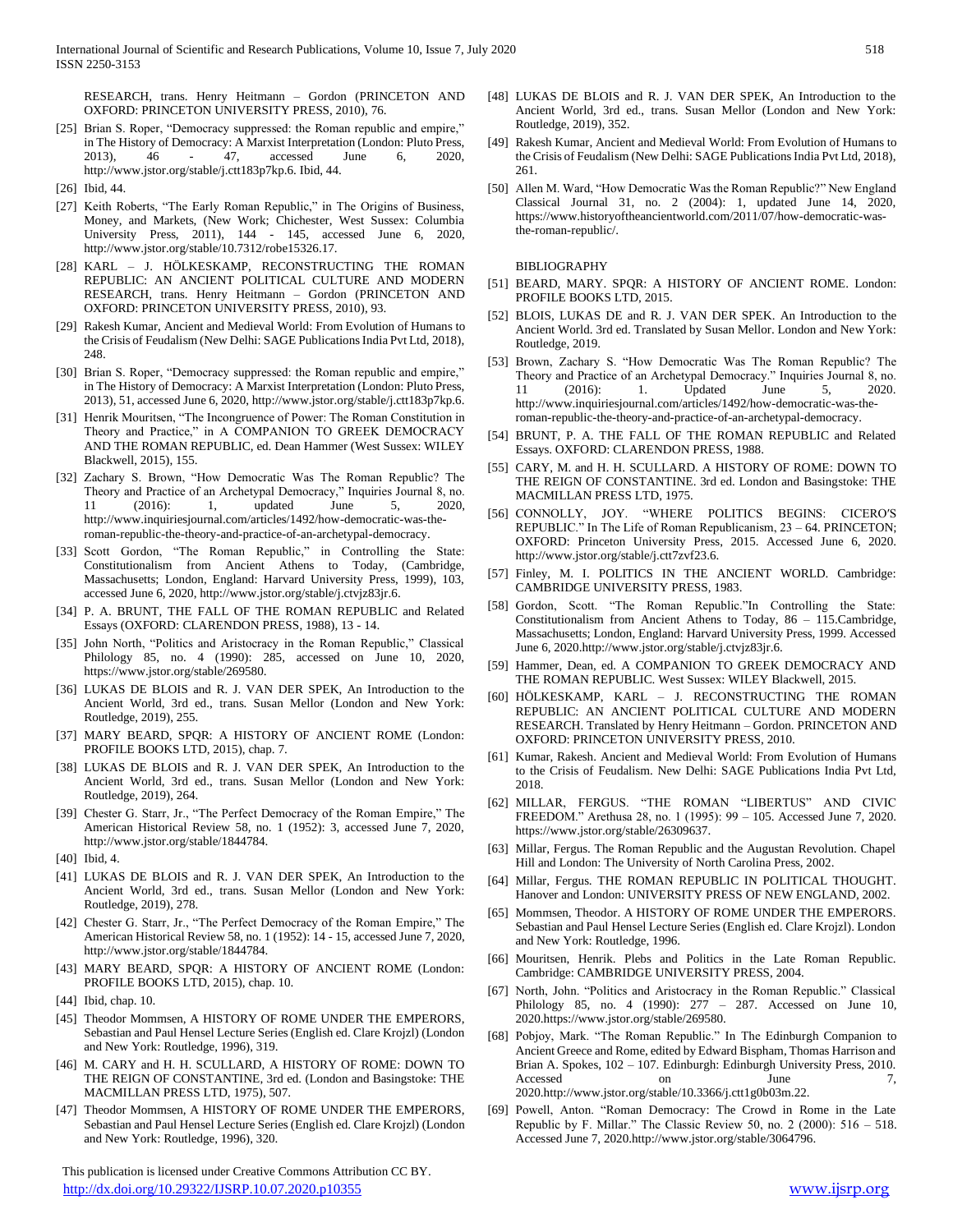RESEARCH, trans. Henry Heitmann – Gordon (PRINCETON AND OXFORD: PRINCETON UNIVERSITY PRESS, 2010), 76.

[25] Brian S. Roper, "Democracy suppressed: the Roman republic and empire," in The History of Democracy: A Marxist Interpretation (London: Pluto Press, 2013), 46 - 47, accessed June 6, 2020, http://www.jstor.org/stable/j.ctt183p7kp.6. Ibid, 44.

[26] Ibid, 44.

[27] Keith Roberts, "The Early Roman Republic," in The Origins of Business, Money, and Markets, (New Work; Chichester, West Sussex: Columbia University Press, 2011), 144 - 145, accessed June 6, 2020, http://www.jstor.org/stable/10.7312/robe15326.17.

[28] KARL – J. HÖLKESKAMP, RECONSTRUCTING THE ROMAN REPUBLIC: AN ANCIENT POLITICAL CULTURE AND MODERN RESEARCH, trans. Henry Heitmann – Gordon (PRINCETON AND OXFORD: PRINCETON UNIVERSITY PRESS, 2010), 93.

[29] Rakesh Kumar, Ancient and Medieval World: From Evolution of Humans to the Crisis of Feudalism (New Delhi: SAGE Publications India Pvt Ltd, 2018), 248.

[30] Brian S. Roper, "Democracy suppressed: the Roman republic and empire," in The History of Democracy: A Marxist Interpretation (London: Pluto Press, 2013), 51, accessed June 6, 2020, http://www.jstor.org/stable/j.ctt183p7kp.6.

[31] Henrik Mouritsen, "The Incongruence of Power: The Roman Constitution in Theory and Practice," in A COMPANION TO GREEK DEMOCRACY AND THE ROMAN REPUBLIC, ed. Dean Hammer (West Sussex: WILEY Blackwell, 2015), 155.

[32] Zachary S. Brown, "How Democratic Was The Roman Republic? The Theory and Practice of an Archetypal Democracy," Inquiries Journal 8, no. 11 (2016): 1, updated June 5, 2020, http://www.inquiriesjournal.com/articles/1492/how-democratic-was-the-roman-republic-the-theory-and-practice-of-an-archetypal-democracy.

[33] Scott Gordon, "The Roman Republic," in Controlling the State: Constitutionalism from Ancient Athens to Today, (Cambridge, Massachusetts; London, England: Harvard University Press, 1999), 103, accessed June 6, 2020, http://www.jstor.org/stable/j.ctvjz83jr.6.

[34] P. A. BRUNT, THE FALL OF THE ROMAN REPUBLIC and Related Essays (OXFORD: CLARENDON PRESS, 1988), 13 - 14.

[35] John North, "Politics and Aristocracy in the Roman Republic," Classical Philology 85, no. 4 (1990): 285, accessed on June 10, 2020, https://www.jstor.org/stable/269580.

[36] LUKAS DE BLOIS and R. J. VAN DER SPEK, An Introduction to the Ancient World, 3rd ed., trans. Susan Mellor (London and New York: Routledge, 2019), 255.

[37] MARY BEARD, SPQR: A HISTORY OF ANCIENT ROME (London: PROFILE BOOKS LTD, 2015), chap. 7.

[38] LUKAS DE BLOIS and R. J. VAN DER SPEK, An Introduction to the Ancient World, 3rd ed., trans. Susan Mellor (London and New York: Routledge, 2019), 264.

[39] Chester G. Starr, Jr., "The Perfect Democracy of the Roman Empire," The American Historical Review 58, no. 1 (1952): 3, accessed June 7, 2020, http://www.jstor.org/stable/1844784.

[40] Ibid, 4.

[41] LUKAS DE BLOIS and R. J. VAN DER SPEK, An Introduction to the Ancient World, 3rd ed., trans. Susan Mellor (London and New York: Routledge, 2019), 278.

[42] Chester G. Starr, Jr., "The Perfect Democracy of the Roman Empire," The American Historical Review 58, no. 1 (1952): 14 - 15, accessed June 7, 2020, http://www.jstor.org/stable/1844784.

[43] MARY BEARD, SPQR: A HISTORY OF ANCIENT ROME (London: PROFILE BOOKS LTD, 2015), chap. 10.

[44] Ibid, chap. 10.

[45] Theodor Mommsen, A HISTORY OF ROME UNDER THE EMPERORS, Sebastian and Paul Hensel Lecture Series (English ed. Clare Krojzl) (London and New York: Routledge, 1996), 319.

[46] M. CARY and H. H. SCULLARD, A HISTORY OF ROME: DOWN TO THE REIGN OF CONSTANTINE, 3rd ed. (London and Basingstoke: THE MACMILLAN PRESS LTD, 1975), 507.

[47] Theodor Mommsen, A HISTORY OF ROME UNDER THE EMPERORS, Sebastian and Paul Hensel Lecture Series (English ed. Clare Krojzl) (London and New York: Routledge, 1996), 320.

[48] LUKAS DE BLOIS and R. J. VAN DER SPEK, An Introduction to the Ancient World, 3rd ed., trans. Susan Mellor (London and New York: Routledge, 2019), 352.

[49] Rakesh Kumar, Ancient and Medieval World: From Evolution of Humans to the Crisis of Feudalism (New Delhi: SAGE Publications India Pvt Ltd, 2018), 261.

[50] Allen M. Ward, "How Democratic Was the Roman Republic?" New England Classical Journal 31, no. 2 (2004): 1, updated June 14, 2020, https://www.historyoftheancientworld.com/2011/07/how-democratic-was-the-roman-republic/.

BIBLIOGRAPHY

[51] BEARD, MARY. SPQR: A HISTORY OF ANCIENT ROME. London: PROFILE BOOKS LTD, 2015.

[52] BLOIS, LUKAS DE and R. J. VAN DER SPEK. An Introduction to the Ancient World. 3rd ed. Translated by Susan Mellor. London and New York: Routledge, 2019.

[53] Brown, Zachary S. "How Democratic Was The Roman Republic? The Theory and Practice of an Archetypal Democracy." Inquiries Journal 8, no. 11 (2016): 1. Updated June 5, 2020. http://www.inquiriesjournal.com/articles/1492/how-democratic-was-the-roman-republic-the-theory-and-practice-of-an-archetypal-democracy.

[54] BRUNT, P. A. THE FALL OF THE ROMAN REPUBLIC and Related Essays. OXFORD: CLARENDON PRESS, 1988.

[55] CARY, M. and H. H. SCULLARD. A HISTORY OF ROME: DOWN TO THE REIGN OF CONSTANTINE. 3rd ed. London and Basingstoke: THE MACMILLAN PRESS LTD, 1975.

[56] CONNOLLY, JOY. "WHERE POLITICS BEGINS: CICERO'S REPUBLIC." In The Life of Roman Republicanism, 23 – 64. PRINCETON; OXFORD: Princeton University Press, 2015. Accessed June 6, 2020. http://www.jstor.org/stable/j.ctt7zvf23.6.

[57] Finley, M. I. POLITICS IN THE ANCIENT WORLD. Cambridge: CAMBRIDGE UNIVERSITY PRESS, 1983.

[58] Gordon, Scott. "The Roman Republic."In Controlling the State: Constitutionalism from Ancient Athens to Today, 86 – 115.Cambridge, Massachusetts; London, England: Harvard University Press, 1999. Accessed June 6, 2020.http://www.jstor.org/stable/j.ctvjz83jr.6.

[59] Hammer, Dean, ed. A COMPANION TO GREEK DEMOCRACY AND THE ROMAN REPUBLIC. West Sussex: WILEY Blackwell, 2015.

[60] HÖLKESKAMP, KARL – J. RECONSTRUCTING THE ROMAN REPUBLIC: AN ANCIENT POLITICAL CULTURE AND MODERN RESEARCH. Translated by Henry Heitmann – Gordon. PRINCETON AND OXFORD: PRINCETON UNIVERSITY PRESS, 2010.

[61] Kumar, Rakesh. Ancient and Medieval World: From Evolution of Humans to the Crisis of Feudalism. New Delhi: SAGE Publications India Pvt Ltd, 2018.

[62] MILLAR, FERGUS. "THE ROMAN "LIBERTUS" AND CIVIC FREEDOM." Arethusa 28, no. 1 (1995): 99 – 105. Accessed June 7, 2020. https://www.jstor.org/stable/26309637.

[63] Millar, Fergus. The Roman Republic and the Augustan Revolution. Chapel Hill and London: The University of North Carolina Press, 2002.

[64] Millar, Fergus. THE ROMAN REPUBLIC IN POLITICAL THOUGHT. Hanover and London: UNIVERSITY PRESS OF NEW ENGLAND, 2002.

[65] Mommsen, Theodor. A HISTORY OF ROME UNDER THE EMPERORS. Sebastian and Paul Hensel Lecture Series (English ed. Clare Krojzl). London and New York: Routledge, 1996.

[66] Mouritsen, Henrik. Plebs and Politics in the Late Roman Republic. Cambridge: CAMBRIDGE UNIVERSITY PRESS, 2004.

[67] North, John. "Politics and Aristocracy in the Roman Republic." Classical Philology 85, no. 4 (1990): 277 – 287. Accessed on June 10, 2020.https://www.jstor.org/stable/269580.

[68] Pobjoy, Mark. "The Roman Republic." In The Edinburgh Companion to Ancient Greece and Rome, edited by Edward Bispham, Thomas Harrison and Brian A. Spokes, 102 – 107. Edinburgh: Edinburgh University Press, 2010. Accessed on June 7, 2020.http://www.jstor.org/stable/10.3366/j.ctt1g0b03m.22.

[69] Powell, Anton. "Roman Democracy: The Crowd in Rome in the Late Republic by F. Millar." The Classic Review 50, no. 2 (2000): 516 – 518. Accessed June 7, 2020.http://www.jstor.org/stable/3064796.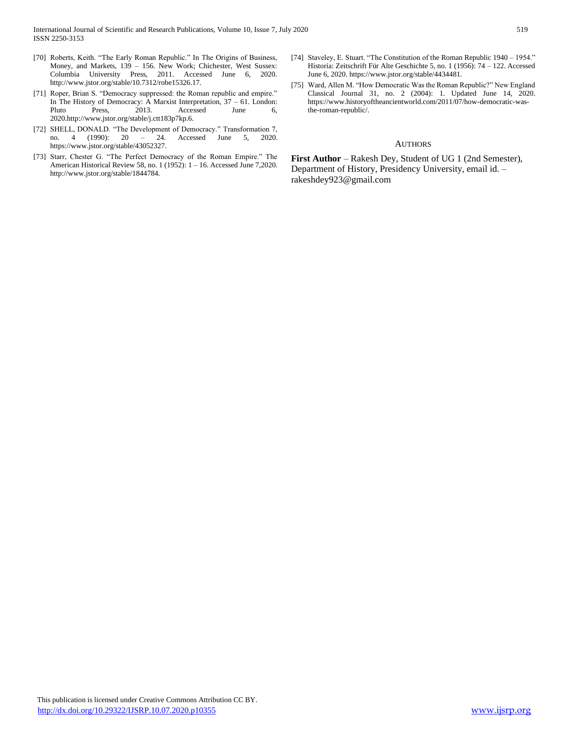[70] Roberts, Keith. "The Early Roman Republic." In The Origins of Business, Money, and Markets, 139 – 156. New Work; Chichester, West Sussex: Columbia University Press, 2011. Accessed June 6, 2020. http://www.jstor.org/stable/10.7312/robe15326.17.

[71] Roper, Brian S. "Democracy suppressed: the Roman republic and empire." In The History of Democracy: A Marxist Interpretation, 37 – 61. London: Pluto Press, 2013. Accessed June 6, 2020.http://www.jstor.org/stable/j.ctt183p7kp.6.

[72] SHELL, DONALD. "The Development of Democracy." Transformation 7, no. 4 (1990): 20 – 24. Accessed June 5, 2020. https://www.jstor.org/stable/43052327.

[73] Starr, Chester G. "The Perfect Democracy of the Roman Empire." The American Historical Review 58, no. 1 (1952): 1 – 16. Accessed June 7,2020. http://www.jstor.org/stable/1844784.

[74] Staveley, E. Stuart. "The Constitution of the Roman Republic 1940 – 1954." Historia: Zeitschrift Für Alte Geschichte 5, no. 1 (1956): 74 – 122. Accessed June 6, 2020. https://www.jstor.org/stable/4434481.

[75] Ward, Allen M. "How Democratic Was the Roman Republic?" New England Classical Journal 31, no. 2 (2004): 1. Updated June 14, 2020. https://www.historyoftheancientworld.com/2011/07/how-democratic-was-the-roman-republic/.

## AUTHORS

**First Author** – Rakesh Dey, Student of UG 1 (2nd Semester), Department of History, Presidency University, email id. – rakeshdey923@gmail.com